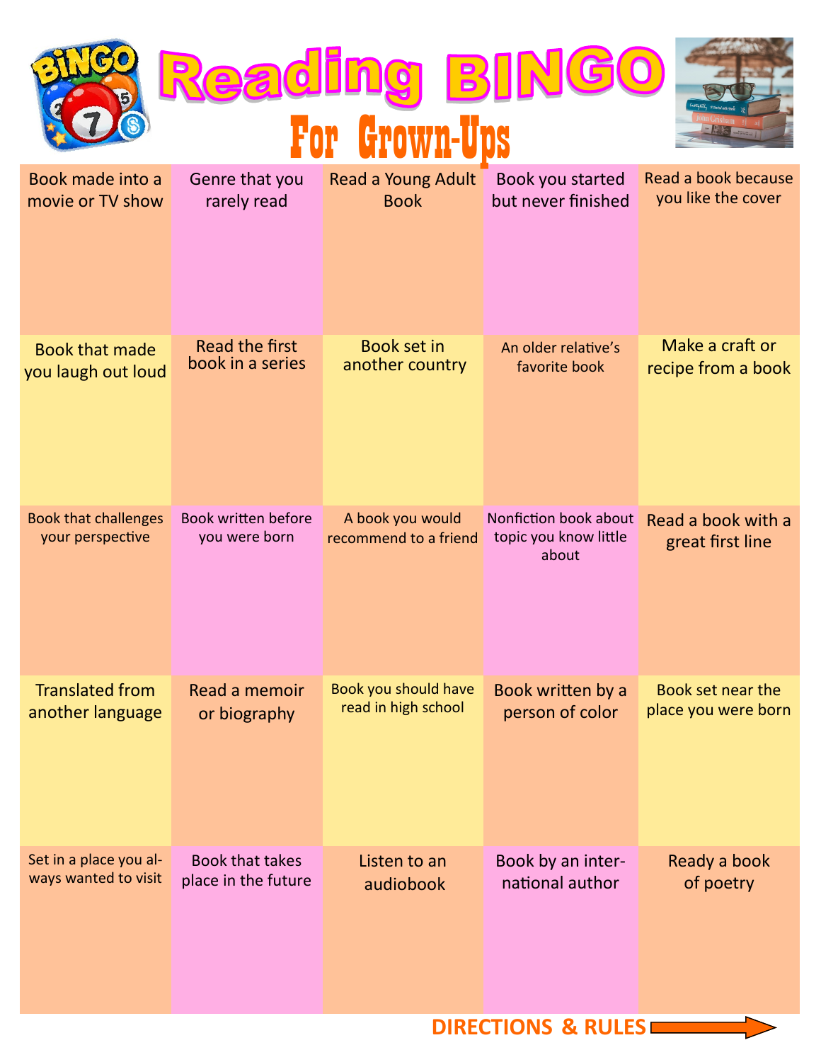# Reading BINGO

## For Grown-Ups

| | | | | |
|---|---|---|---|---|
| Book made into a movie or TV show | Genre that you rarely read | Read a Young Adult Book | Book you started but never finished | Read a book because you like the cover |
| Book that made you laugh out loud | Read the first book in a series | Book set in another country | An older relative's favorite book | Make a craft or recipe from a book |
| Book that challenges your perspective | Book written before you were born | A book you would recommend to a friend | Nonfiction book about topic you know little about | Read a book with a great first line |
| Translated from another language | Read a memoir or biography | Book you should have read in high school | Book written by a person of color | Book set near the place you were born |
| Set in a place you always wanted to visit | Book that takes place in the future | Listen to an audiobook | Book by an international author | Ready a book of poetry |

**DIRECTIONS & RULES** →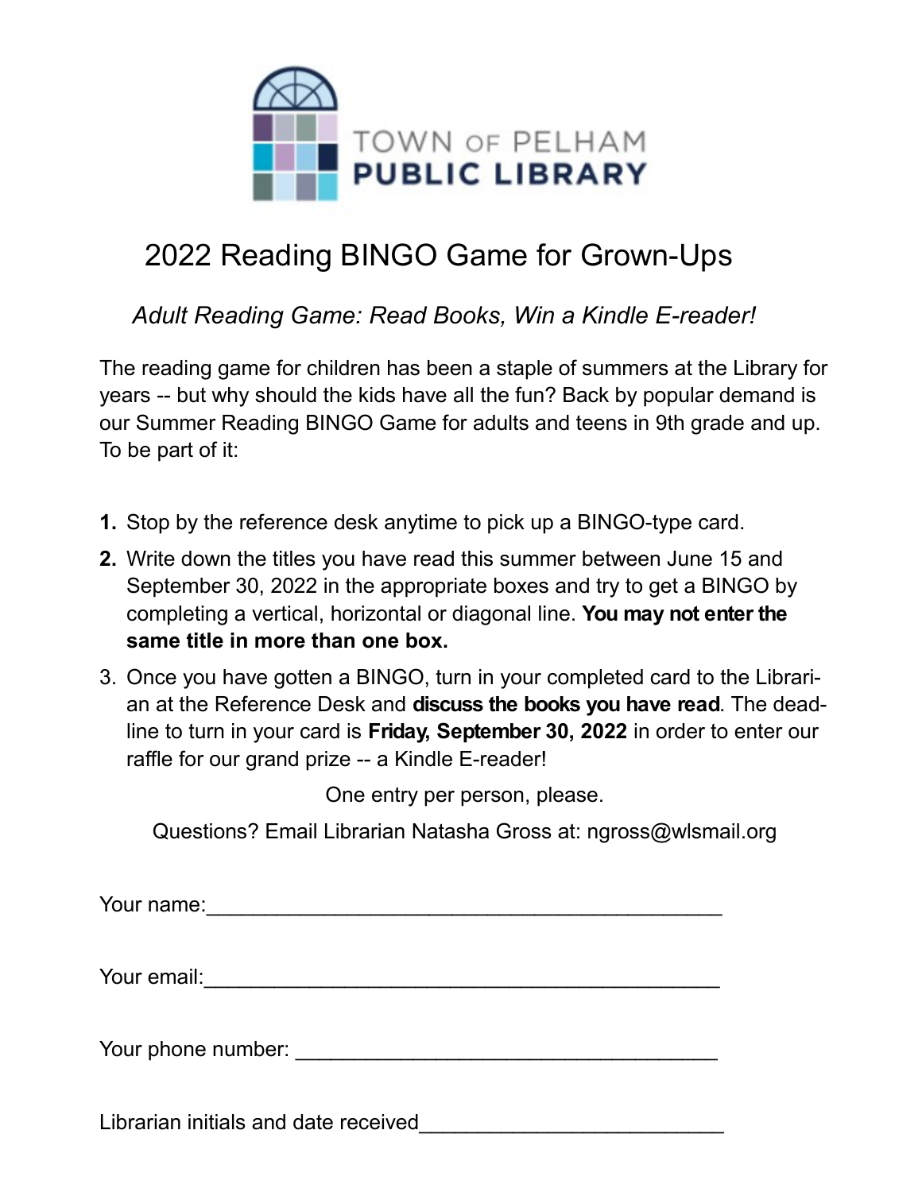TOWN OF PELHAM
PUBLIC LIBRARY

# 2022 Reading BINGO Game for Grown-Ups

*Adult Reading Game: Read Books, Win a Kindle E-reader!*

The reading game for children has been a staple of summers at the Library for years -- but why should the kids have all the fun? Back by popular demand is our Summer Reading BINGO Game for adults and teens in 9th grade and up. To be part of it:

1. Stop by the reference desk anytime to pick up a BINGO-type card.
2. Write down the titles you have read this summer between June 15 and September 30, 2022 in the appropriate boxes and try to get a BINGO by completing a vertical, horizontal or diagonal line. **You may not enter the same title in more than one box.**
3. Once you have gotten a BINGO, turn in your completed card to the Librarian at the Reference Desk and **discuss the books you have read**. The deadline to turn in your card is **Friday, September 30, 2022** in order to enter our raffle for our grand prize -- a Kindle E-reader!

One entry per person, please.

Questions? Email Librarian Natasha Gross at: ngross@wlsmail.org

Your name:_____________________________________________

Your email:_____________________________________________

Your phone number: _____________________________________

Librarian initials and date received__________________________